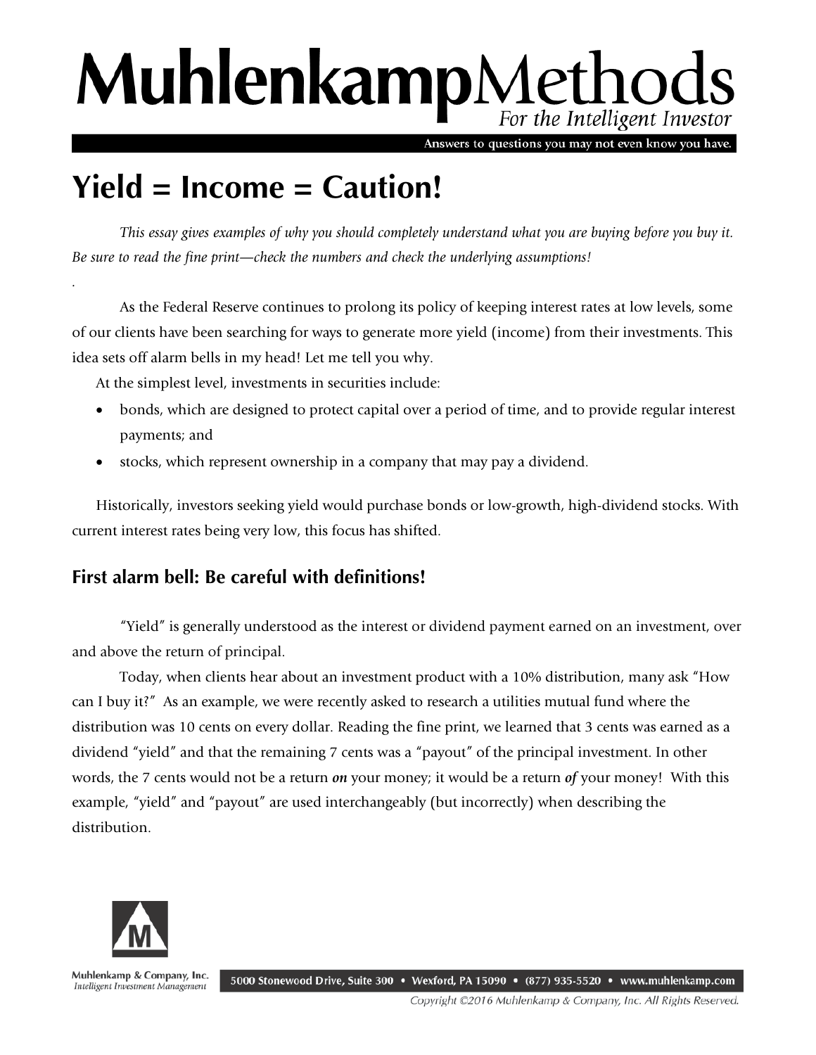# MuhlenkampMethods

*For the Intelligent Investor*

Answers to questions you may not even know you have.

# Yield = Income = Caution!

*This essay gives examples of why you should completely understand what you are buying before you buy it. Be sure to read the fine print—check the numbers and check the underlying assumptions!*

As the Federal Reserve continues to prolong its policy of keeping interest rates at low levels, some of our clients have been searching for ways to generate more yield (income) from their investments. This idea sets off alarm bells in my head! Let me tell you why.

At the simplest level, investments in securities include:

- bonds, which are designed to protect capital over a period of time, and to provide regular interest payments; and
- stocks, which represent ownership in a company that may pay a dividend.

Historically, investors seeking yield would purchase bonds or low-growth, high-dividend stocks. With current interest rates being very low, this focus has shifted.

## First alarm bell: Be careful with definitions!

"Yield" is generally understood as the interest or dividend payment earned on an investment, over and above the return of principal.

Today, when clients hear about an investment product with a 10% distribution, many ask "How can I buy it?" As an example, we were recently asked to research a utilities mutual fund where the distribution was 10 cents on every dollar. Reading the fine print, we learned that 3 cents was earned as a dividend "yield" and that the remaining 7 cents was a "payout" of the principal investment. In other words, the 7 cents would not be a return ***on*** your money; it would be a return ***of*** your money! With this example, "yield" and "payout" are used interchangeably (but incorrectly) when describing the distribution.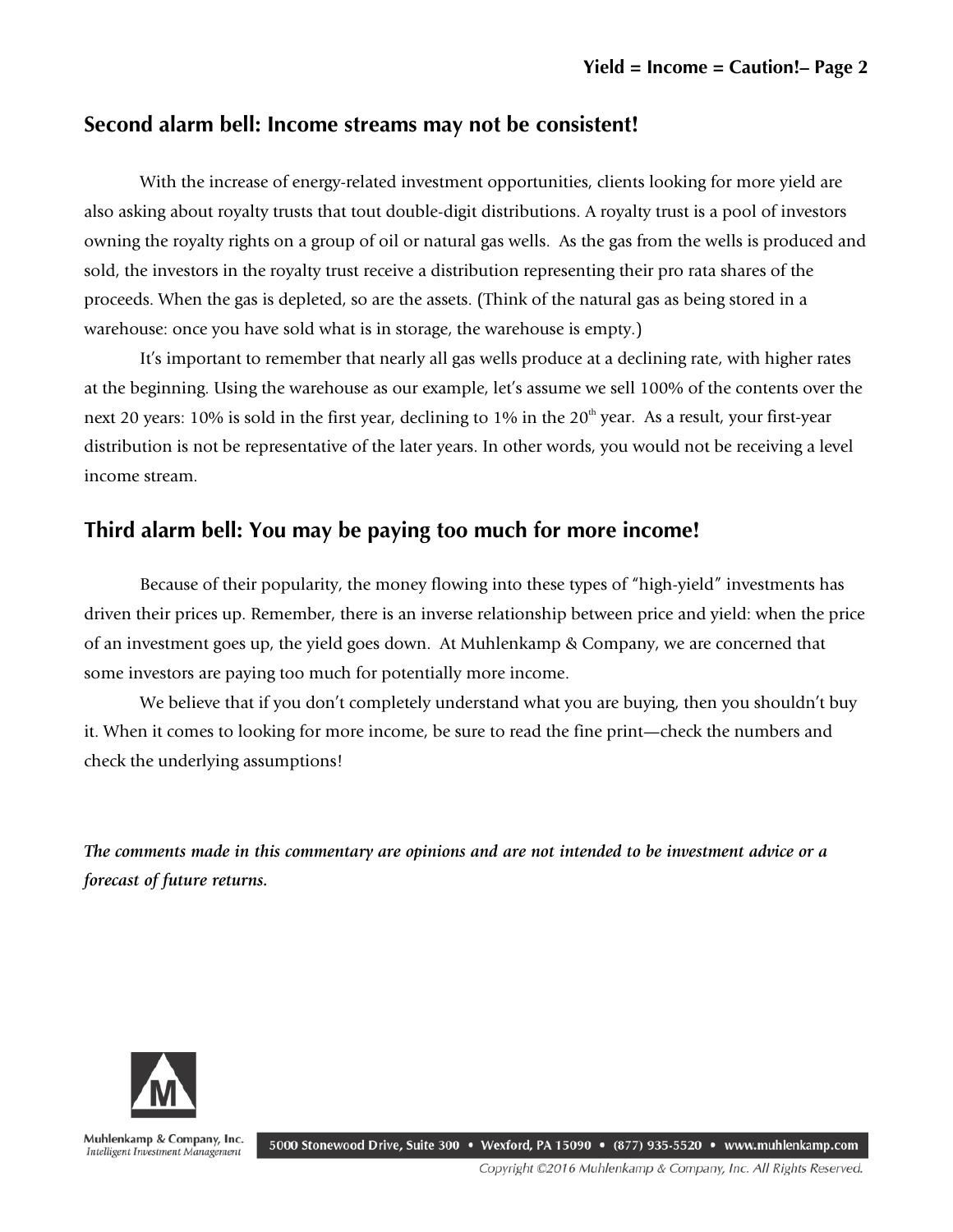## Second alarm bell: Income streams may not be consistent!

With the increase of energy-related investment opportunities, clients looking for more yield are also asking about royalty trusts that tout double-digit distributions. A royalty trust is a pool of investors owning the royalty rights on a group of oil or natural gas wells. As the gas from the wells is produced and sold, the investors in the royalty trust receive a distribution representing their pro rata shares of the proceeds. When the gas is depleted, so are the assets. (Think of the natural gas as being stored in a warehouse: once you have sold what is in storage, the warehouse is empty.)

It's important to remember that nearly all gas wells produce at a declining rate, with higher rates at the beginning. Using the warehouse as our example, let's assume we sell 100% of the contents over the next 20 years: 10% is sold in the first year, declining to 1% in the 20th year. As a result, your first-year distribution is not be representative of the later years. In other words, you would not be receiving a level income stream.

## Third alarm bell: You may be paying too much for more income!

Because of their popularity, the money flowing into these types of "high-yield" investments has driven their prices up. Remember, there is an inverse relationship between price and yield: when the price of an investment goes up, the yield goes down. At Muhlenkamp & Company, we are concerned that some investors are paying too much for potentially more income.

We believe that if you don't completely understand what you are buying, then you shouldn't buy it. When it comes to looking for more income, be sure to read the fine print—check the numbers and check the underlying assumptions!

***The comments made in this commentary are opinions and are not intended to be investment advice or a forecast of future returns.***

Muhlenkamp & Company, Inc.
*Intelligent Investment Management*

5000 Stonewood Drive, Suite 300 • Wexford, PA 15090 • (877) 935-5520 • www.muhlenkamp.com

*Copyright ©2016 Muhlenkamp & Company, Inc. All Rights Reserved.*